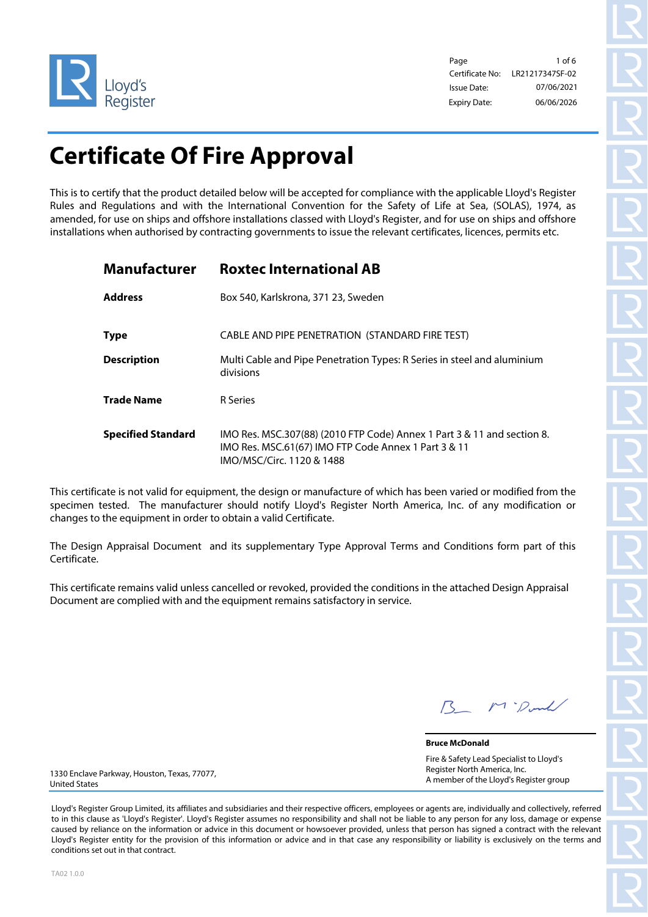Lloyd's Register

| | |
|---|---|
| Certificate No: | LR21217347SF-02 |
| Issue Date: | 07/06/2021 |
| Expiry Date: | 06/06/2026 |

# Certificate Of Fire Approval

This is to certify that the product detailed below will be accepted for compliance with the applicable Lloyd's Register Rules and Regulations and with the International Convention for the Safety of Life at Sea, (SOLAS), 1974, as amended, for use on ships and offshore installations classed with Lloyd's Register, and for use on ships and offshore installations when authorised by contracting governments to issue the relevant certificates, licences, permits etc.

| | |
|---|---|
| **Manufacturer** | **Roxtec International AB** |
| **Address** | Box 540, Karlskrona, 371 23, Sweden |
| **Type** | CABLE AND PIPE PENETRATION (STANDARD FIRE TEST) |
| **Description** | Multi Cable and Pipe Penetration Types: R Series in steel and aluminium divisions |
| **Trade Name** | R Series |
| **Specified Standard** | IMO Res. MSC.307(88) (2010 FTP Code) Annex 1 Part 3 & 11 and section 8. IMO Res. MSC.61(67) IMO FTP Code Annex 1 Part 3 & 11 IMO/MSC/Circ. 1120 & 1488 |

This certificate is not valid for equipment, the design or manufacture of which has been varied or modified from the specimen tested. The manufacturer should notify Lloyd's Register North America, Inc. of any modification or changes to the equipment in order to obtain a valid Certificate.

The Design Appraisal Document and its supplementary Type Approval Terms and Conditions form part of this Certificate.

This certificate remains valid unless cancelled or revoked, provided the conditions in the attached Design Appraisal Document are complied with and the equipment remains satisfactory in service.

**Bruce McDonald**

Fire & Safety Lead Specialist to Lloyd's Register North America, Inc.
A member of the Lloyd's Register group

1330 Enclave Parkway, Houston, Texas, 77077, United States

Lloyd's Register Group Limited, its affiliates and subsidiaries and their respective officers, employees or agents are, individually and collectively, referred to in this clause as 'Lloyd's Register'. Lloyd's Register assumes no responsibility and shall not be liable to any person for any loss, damage or expense caused by reliance on the information or advice in this document or howsoever provided, unless that person has signed a contract with the relevant Lloyd's Register entity for the provision of this information or advice and in that case any responsibility or liability is exclusively on the terms and conditions set out in that contract.

TA02 1.0.0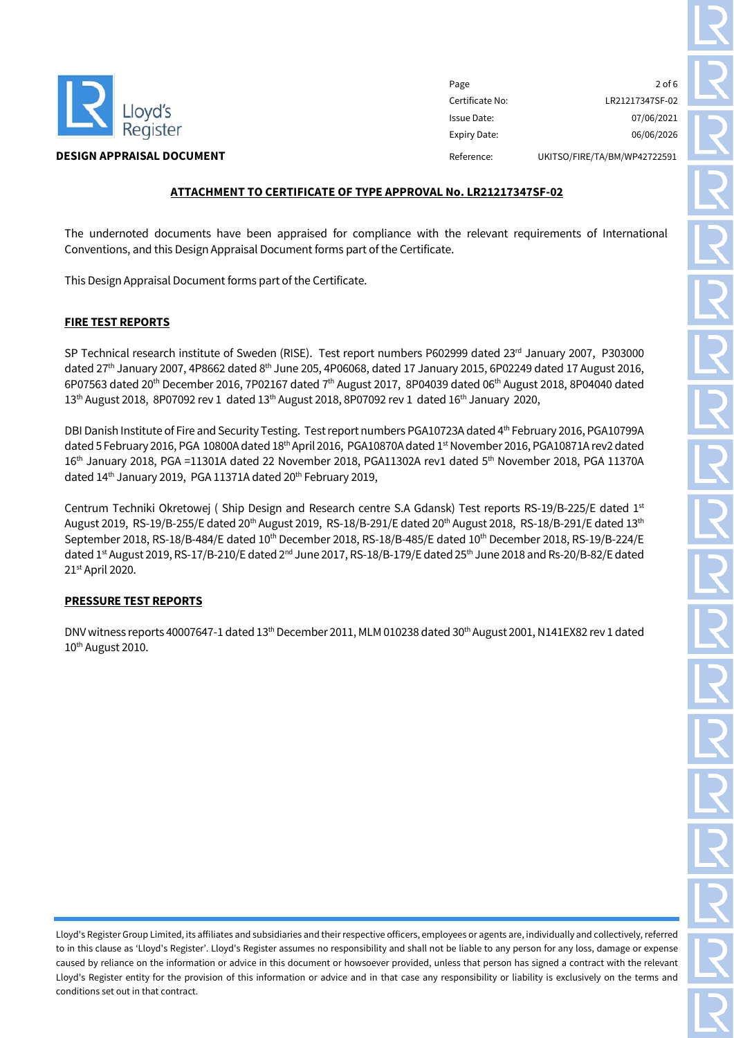**DESIGN APPRAISAL DOCUMENT**

| | |
|---|---|
| Certificate No: | LR21217347SF-02 |
| Issue Date: | 07/06/2021 |
| Expiry Date: | 06/06/2026 |
| Reference: | UKITSO/FIRE/TA/BM/WP42722591 |

**ATTACHMENT TO CERTIFICATE OF TYPE APPROVAL No. LR21217347SF-02**

The undernoted documents have been appraised for compliance with the relevant requirements of International Conventions, and this Design Appraisal Document forms part of the Certificate.

This Design Appraisal Document forms part of the Certificate.

**FIRE TEST REPORTS**

SP Technical research institute of Sweden (RISE). Test report numbers P602999 dated 23rd January 2007, P303000 dated 27th January 2007, 4P8662 dated 8th June 205, 4P06068, dated 17 January 2015, 6P02249 dated 17 August 2016, 6P07563 dated 20th December 2016, 7P02167 dated 7th August 2017, 8P04039 dated 06th August 2018, 8P04040 dated 13th August 2018, 8P07092 rev 1 dated 13th August 2018, 8P07092 rev 1 dated 16th January 2020,

DBI Danish Institute of Fire and Security Testing. Test report numbers PGA10723A dated 4th February 2016, PGA10799A dated 5 February 2016, PGA 10800A dated 18th April 2016, PGA10870A dated 1st November 2016, PGA10871A rev2 dated 16th January 2018, PGA =11301A dated 22 November 2018, PGA11302A rev1 dated 5th November 2018, PGA 11370A dated 14th January 2019, PGA 11371A dated 20th February 2019,

Centrum Techniki Okretowej ( Ship Design and Research centre S.A Gdansk) Test reports RS-19/B-225/E dated 1st August 2019, RS-19/B-255/E dated 20th August 2019, RS-18/B-291/E dated 20th August 2018, RS-18/B-291/E dated 13th September 2018, RS-18/B-484/E dated 10th December 2018, RS-18/B-485/E dated 10th December 2018, RS-19/B-224/E dated 1st August 2019, RS-17/B-210/E dated 2nd June 2017, RS-18/B-179/E dated 25th June 2018 and Rs-20/B-82/E dated 21st April 2020.

**PRESSURE TEST REPORTS**

DNV witness reports 40007647-1 dated 13th December 2011, MLM 010238 dated 30th August 2001, N141EX82 rev 1 dated 10th August 2010.

Lloyd's Register Group Limited, its affiliates and subsidiaries and their respective officers, employees or agents are, individually and collectively, referred to in this clause as 'Lloyd's Register'. Lloyd's Register assumes no responsibility and shall not be liable to any person for any loss, damage or expense caused by reliance on the information or advice in this document or howsoever provided, unless that person has signed a contract with the relevant Lloyd's Register entity for the provision of this information or advice and in that case any responsibility or liability is exclusively on the terms and conditions set out in that contract.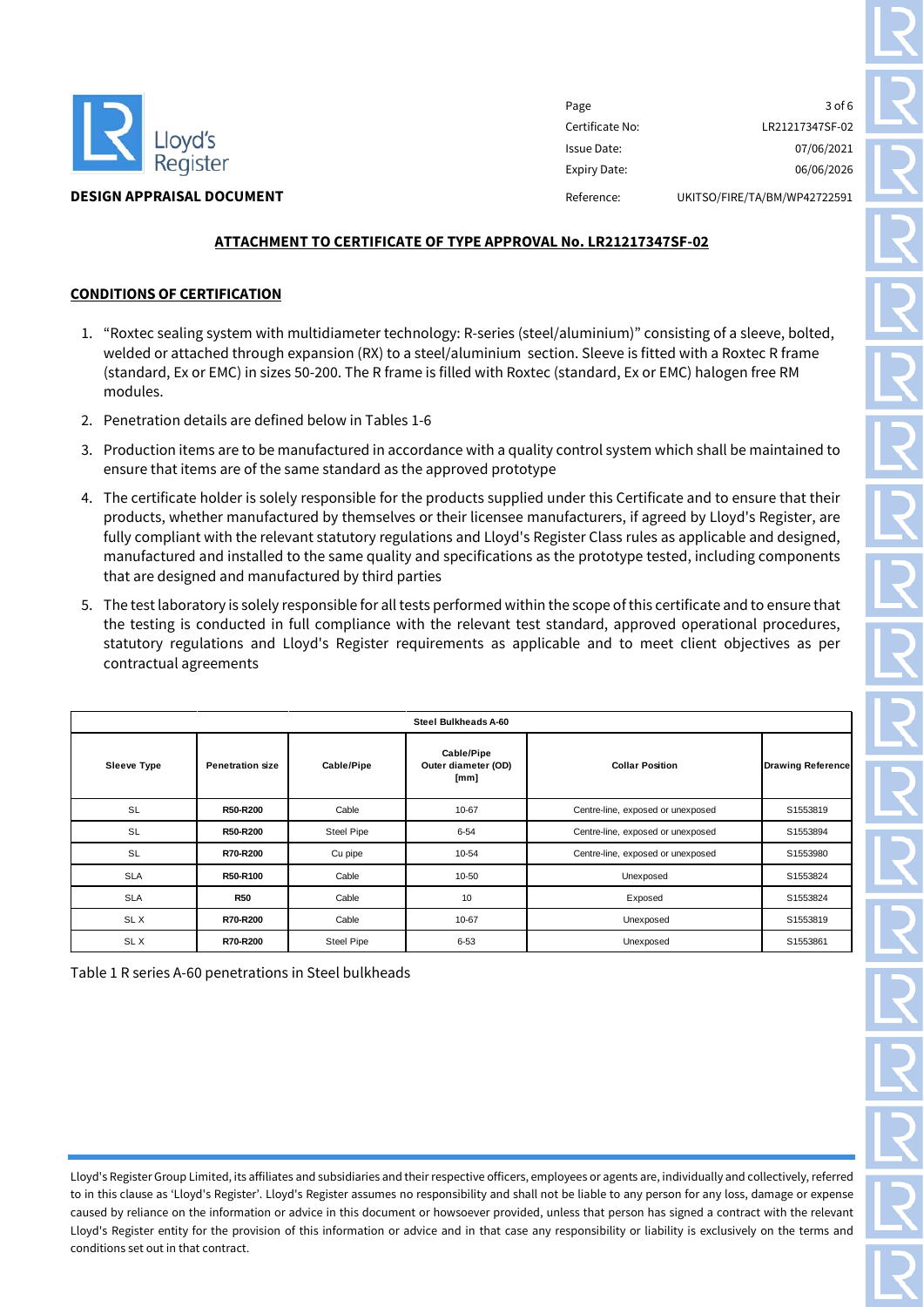**DESIGN APPRAISAL DOCUMENT**

| | |
|---|---|
| Certificate No: | LR21217347SF-02 |
| Issue Date: | 07/06/2021 |
| Expiry Date: | 06/06/2026 |
| Reference: | UKITSO/FIRE/TA/BM/WP42722591 |

## ATTACHMENT TO CERTIFICATE OF TYPE APPROVAL No. LR21217347SF-02

### CONDITIONS OF CERTIFICATION

1. "Roxtec sealing system with multidiameter technology: R-series (steel/aluminium)" consisting of a sleeve, bolted, welded or attached through expansion (RX) to a steel/aluminium section. Sleeve is fitted with a Roxtec R frame (standard, Ex or EMC) in sizes 50-200. The R frame is filled with Roxtec (standard, Ex or EMC) halogen free RM modules.
2. Penetration details are defined below in Tables 1-6
3. Production items are to be manufactured in accordance with a quality control system which shall be maintained to ensure that items are of the same standard as the approved prototype
4. The certificate holder is solely responsible for the products supplied under this Certificate and to ensure that their products, whether manufactured by themselves or their licensee manufacturers, if agreed by Lloyd's Register, are fully compliant with the relevant statutory regulations and Lloyd's Register Class rules as applicable and designed, manufactured and installed to the same quality and specifications as the prototype tested, including components that are designed and manufactured by third parties
5. The test laboratory is solely responsible for all tests performed within the scope of this certificate and to ensure that the testing is conducted in full compliance with the relevant test standard, approved operational procedures, statutory regulations and Lloyd's Register requirements as applicable and to meet client objectives as per contractual agreements

| Steel Bulkheads A-60 | | | | | |
|---|---|---|---|---|---|
| **Sleeve Type** | **Penetration size** | **Cable/Pipe** | **Cable/Pipe Outer diameter (OD) [mm]** | **Collar Position** | **Drawing Reference** |
| SL | **R50-R200** | Cable | 10-67 | Centre-line, exposed or unexposed | S1553819 |
| SL | **R50-R200** | Steel Pipe | 6-54 | Centre-line, exposed or unexposed | S1553894 |
| SL | **R70-R200** | Cu pipe | 10-54 | Centre-line, exposed or unexposed | S1553980 |
| SLA | **R50-R100** | Cable | 10-50 | Unexposed | S1553824 |
| SLA | **R50** | Cable | 10 | Exposed | S1553824 |
| SL X | **R70-R200** | Cable | 10-67 | Unexposed | S1553819 |
| SL X | **R70-R200** | Steel Pipe | 6-53 | Unexposed | S1553861 |

Table 1 R series A-60 penetrations in Steel bulkheads

Lloyd's Register Group Limited, its affiliates and subsidiaries and their respective officers, employees or agents are, individually and collectively, referred to in this clause as 'Lloyd's Register'. Lloyd's Register assumes no responsibility and shall not be liable to any person for any loss, damage or expense caused by reliance on the information or advice in this document or howsoever provided, unless that person has signed a contract with the relevant Lloyd's Register entity for the provision of this information or advice and in that case any responsibility or liability is exclusively on the terms and conditions set out in that contract.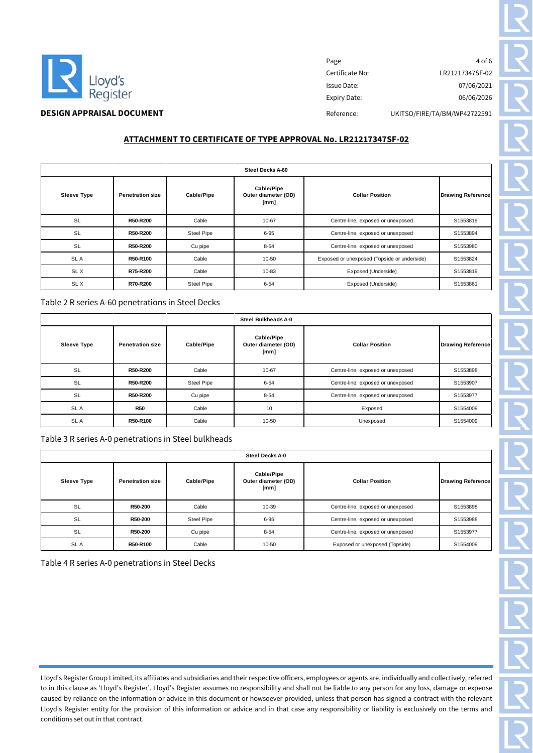**DESIGN APPRAISAL DOCUMENT**

| | |
|---|---|
| Certificate No: | LR21217347SF-02 |
| Issue Date: | 07/06/2021 |
| Expiry Date: | 06/06/2026 |
| Reference: | UKITSO/FIRE/TA/BM/WP42722591 |

## ATTACHMENT TO CERTIFICATE OF TYPE APPROVAL No. LR21217347SF-02

| Steel Decks A-60 | | | | | |
|---|---|---|---|---|---|
| **Sleeve Type** | **Penetration size** | **Cable/Pipe** | **Cable/Pipe Outer diameter (OD) [mm]** | **Collar Position** | **Drawing Reference** |
| SL | **R50-R200** | Cable | 10-67 | Centre-line, exposed or unexposed | S1553819 |
| SL | **R50-R200** | Steel Pipe | 6-95 | Centre-line, exposed or unexposed | S1553894 |
| SL | **R50-R200** | Cu pipe | 8-54 | Centre-line, exposed or unexposed | S1553980 |
| SL A | **R50-R100** | Cable | 10-50 | Exposed or unexposed (Topside or underside) | S1553824 |
| SL X | **R75-R200** | Cable | 10-83 | Exposed (Underside) | S1553819 |
| SL X | **R70-R200** | Steel Pipe | 6-54 | Exposed (Underside) | S1553861 |

Table 2 R series A-60 penetrations in Steel Decks

| Steel Bulkheads A-0 | | | | | |
|---|---|---|---|---|---|
| **Sleeve Type** | **Penetration size** | **Cable/Pipe** | **Cable/Pipe Outer diameter (OD) [mm]** | **Collar Position** | **Drawing Reference** |
| SL | **R50-R200** | Cable | 10-67 | Centre-line, exposed or unexposed | S1553898 |
| SL | **R50-R200** | Steel Pipe | 6-54 | Centre-line, exposed or unexposed | S1553907 |
| SL | **R50-R200** | Cu pipe | 8-54 | Centre-line, exposed or unexposed | S1553977 |
| SL A | **R50** | Cable | 10 | Exposed | S1554009 |
| SL A | **R50-R100** | Cable | 10-50 | Unexposed | S1554009 |

Table 3 R series A-0 penetrations in Steel bulkheads

| Steel Decks A-0 | | | | | |
|---|---|---|---|---|---|
| **Sleeve Type** | **Penetration size** | **Cable/Pipe** | **Cable/Pipe Outer diameter (OD) [mm]** | **Collar Position** | **Drawing Reference** |
| SL | **R50-200** | Cable | 10-39 | Centre-line, exposed or unexposed | S1553898 |
| SL | **R50-200** | Steel Pipe | 6-95 | Centre-line, exposed or unexposed | S1553988 |
| SL | **R50-200** | Cu pipe | 8-54 | Centre-line, exposed or unexposed | S1553977 |
| SL A | **R50-R100** | Cable | 10-50 | Exposed or unexposed (Topside) | S1554009 |

Table 4 R series A-0 penetrations in Steel Decks

Lloyd's Register Group Limited, its affiliates and subsidiaries and their respective officers, employees or agents are, individually and collectively, referred to in this clause as 'Lloyd's Register'. Lloyd's Register assumes no responsibility and shall not be liable to any person for any loss, damage or expense caused by reliance on the information or advice in this document or howsoever provided, unless that person has signed a contract with the relevant Lloyd's Register entity for the provision of this information or advice and in that case any responsibility or liability is exclusively on the terms and conditions set out in that contract.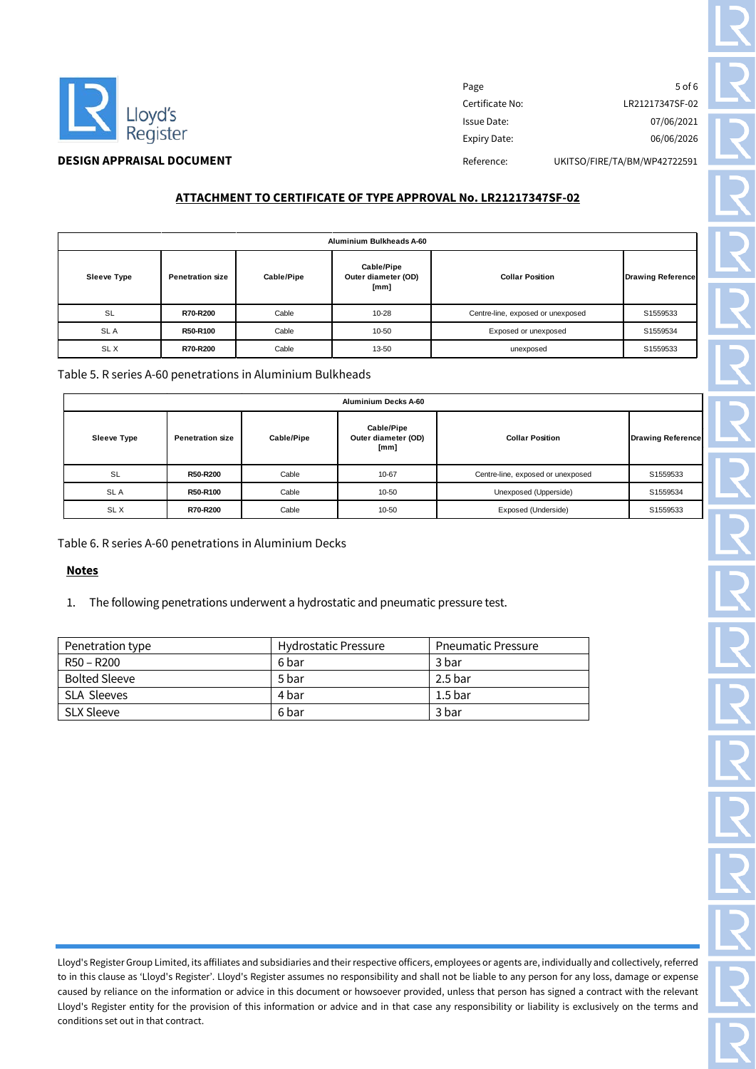**DESIGN APPRAISAL DOCUMENT**

| | |
|---|---|
| Certificate No: | LR21217347SF-02 |
| Issue Date: | 07/06/2021 |
| Expiry Date: | 06/06/2026 |
| Reference: | UKITSO/FIRE/TA/BM/WP42722591 |

## ATTACHMENT TO CERTIFICATE OF TYPE APPROVAL No. LR21217347SF-02

| Aluminium Bulkheads A-60 | | | | | |
|---|---|---|---|---|---|
| **Sleeve Type** | **Penetration size** | **Cable/Pipe** | **Cable/Pipe Outer diameter (OD) [mm]** | **Collar Position** | **Drawing Reference** |
| SL | **R70-R200** | Cable | 10-28 | Centre-line, exposed or unexposed | S1559533 |
| SL A | **R50-R100** | Cable | 10-50 | Exposed or unexposed | S1559534 |
| SL X | **R70-R200** | Cable | 13-50 | unexposed | S1559533 |

Table 5. R series A-60 penetrations in Aluminium Bulkheads

| Aluminium Decks A-60 | | | | | |
|---|---|---|---|---|---|
| **Sleeve Type** | **Penetration size** | **Cable/Pipe** | **Cable/Pipe Outer diameter (OD) [mm]** | **Collar Position** | **Drawing Reference** |
| SL | **R50-R200** | Cable | 10-67 | Centre-line, exposed or unexposed | S1559533 |
| SL A | **R50-R100** | Cable | 10-50 | Unexposed (Upperside) | S1559534 |
| SL X | **R70-R200** | Cable | 10-50 | Exposed (Underside) | S1559533 |

Table 6. R series A-60 penetrations in Aluminium Decks

**Notes**

1. The following penetrations underwent a hydrostatic and pneumatic pressure test.

| Penetration type | Hydrostatic Pressure | Pneumatic Pressure |
|---|---|---|
| R50 – R200 | 6 bar | 3 bar |
| Bolted Sleeve | 5 bar | 2.5 bar |
| SLA Sleeves | 4 bar | 1.5 bar |
| SLX Sleeve | 6 bar | 3 bar |

Lloyd's Register Group Limited, its affiliates and subsidiaries and their respective officers, employees or agents are, individually and collectively, referred to in this clause as 'Lloyd's Register'. Lloyd's Register assumes no responsibility and shall not be liable to any person for any loss, damage or expense caused by reliance on the information or advice in this document or howsoever provided, unless that person has signed a contract with the relevant Lloyd's Register entity for the provision of this information or advice and in that case any responsibility or liability is exclusively on the terms and conditions set out in that contract.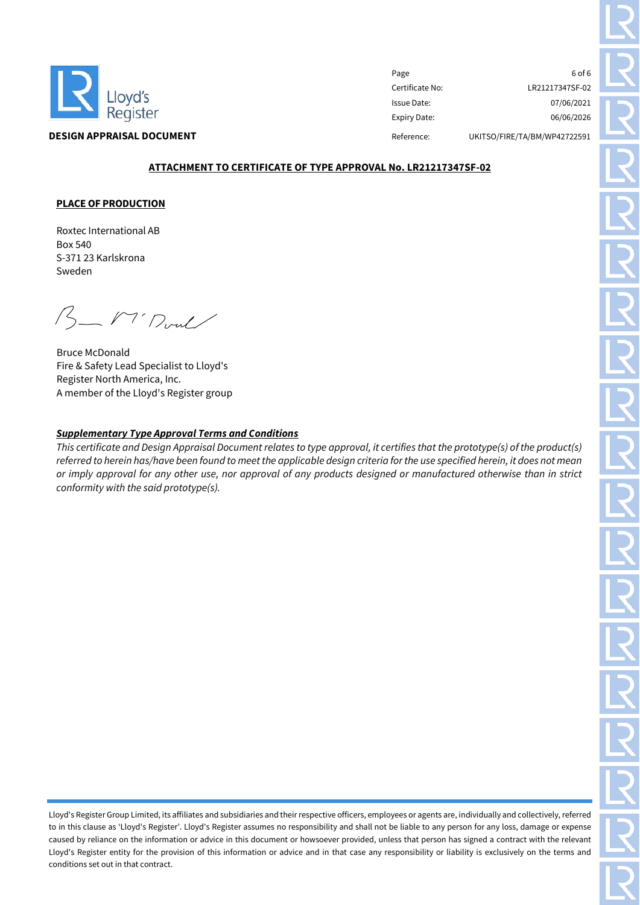**DESIGN APPRAISAL DOCUMENT**

| | |
|---|---|
| Certificate No: | LR21217347SF-02 |
| Issue Date: | 07/06/2021 |
| Expiry Date: | 06/06/2026 |
| Reference: | UKITSO/FIRE/TA/BM/WP42722591 |

## ATTACHMENT TO CERTIFICATE OF TYPE APPROVAL No. LR21217347SF-02

### PLACE OF PRODUCTION

Roxtec International AB
Box 540
S-371 23 Karlskrona
Sweden

Bruce McDonald
Fire & Safety Lead Specialist to Lloyd's Register North America, Inc.
A member of the Lloyd's Register group

***Supplementary Type Approval Terms and Conditions***

*This certificate and Design Appraisal Document relates to type approval, it certifies that the prototype(s) of the product(s) referred to herein has/have been found to meet the applicable design criteria for the use specified herein, it does not mean or imply approval for any other use, nor approval of any products designed or manufactured otherwise than in strict conformity with the said prototype(s).*

Lloyd's Register Group Limited, its affiliates and subsidiaries and their respective officers, employees or agents are, individually and collectively, referred to in this clause as 'Lloyd's Register'. Lloyd's Register assumes no responsibility and shall not be liable to any person for any loss, damage or expense caused by reliance on the information or advice in this document or howsoever provided, unless that person has signed a contract with the relevant Lloyd's Register entity for the provision of this information or advice and in that case any responsibility or liability is exclusively on the terms and conditions set out in that contract.